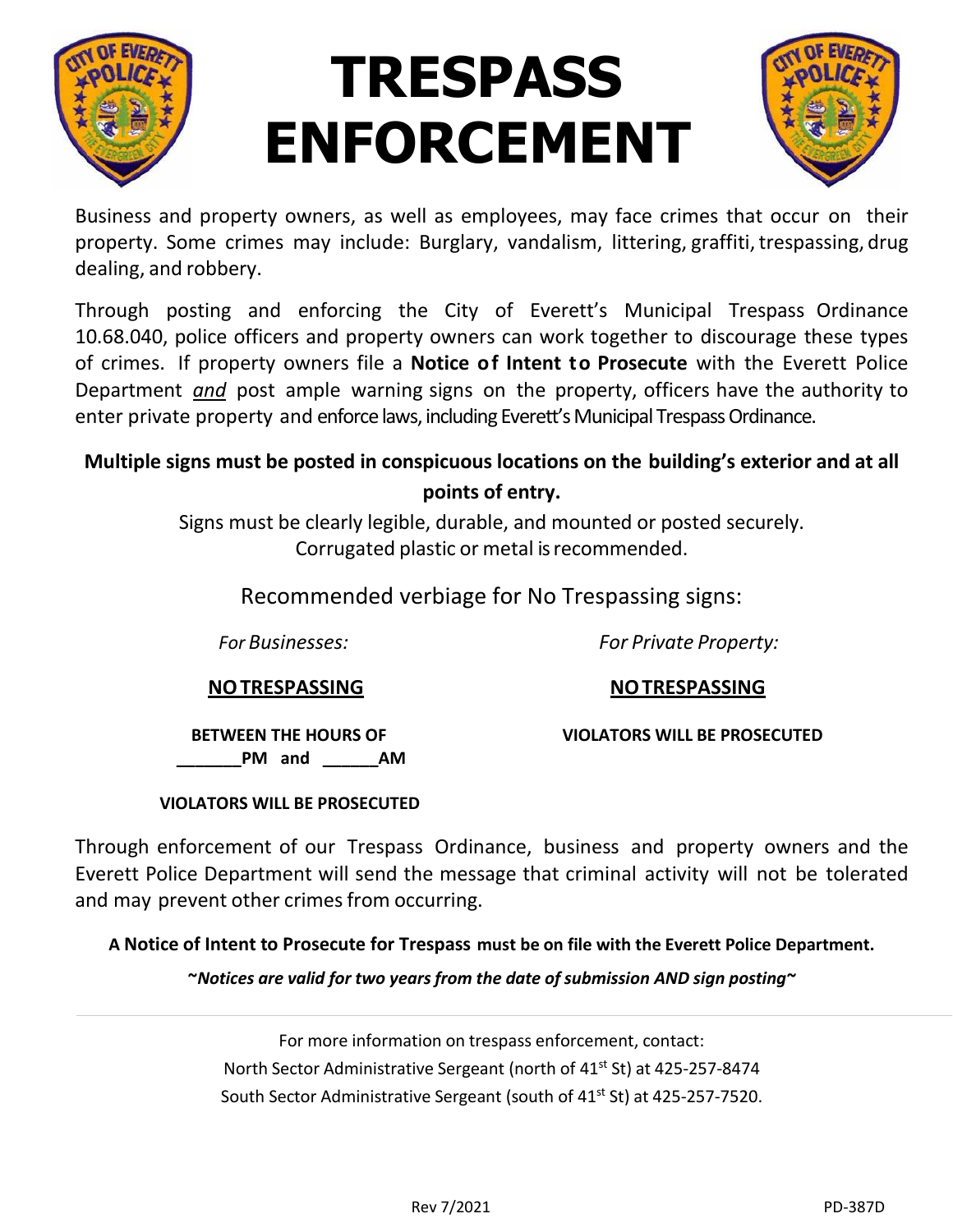# TRESPASS ENFORCEMENT

Business and property owners, as well as employees, may face crimes that occur on their property. Some crimes may include: Burglary, vandalism, littering, graffiti, trespassing, drug dealing, and robbery.

Through posting and enforcing the City of Everett's Municipal Trespass Ordinance 10.68.040, police officers and property owners can work together to discourage these types of crimes. If property owners file a **Notice of Intent to Prosecute** with the Everett Police Department *and* post ample warning signs on the property, officers have the authority to enter private property and enforce laws, including Everett's Municipal Trespass Ordinance.

**Multiple signs must be posted in conspicuous locations on the building's exterior and at all points of entry.**

Signs must be clearly legible, durable, and mounted or posted securely.
Corrugated plastic or metal is recommended.

Recommended verbiage for No Trespassing signs:

*For Businesses:*

**NO TRESPASSING**

**BETWEEN THE HOURS OF _______PM and ______AM**

**VIOLATORS WILL BE PROSECUTED**

*For Private Property:*

**NO TRESPASSING**

**VIOLATORS WILL BE PROSECUTED**

Through enforcement of our Trespass Ordinance, business and property owners and the Everett Police Department will send the message that criminal activity will not be tolerated and may prevent other crimes from occurring.

**A Notice of Intent to Prosecute for Trespass must be on file with the Everett Police Department.**

***~Notices are valid for two years from the date of submission AND sign posting~***

For more information on trespass enforcement, contact:
North Sector Administrative Sergeant (north of 41st St) at 425-257-8474
South Sector Administrative Sergeant (south of 41st St) at 425-257-7520.

Rev 7/2021 PD-387D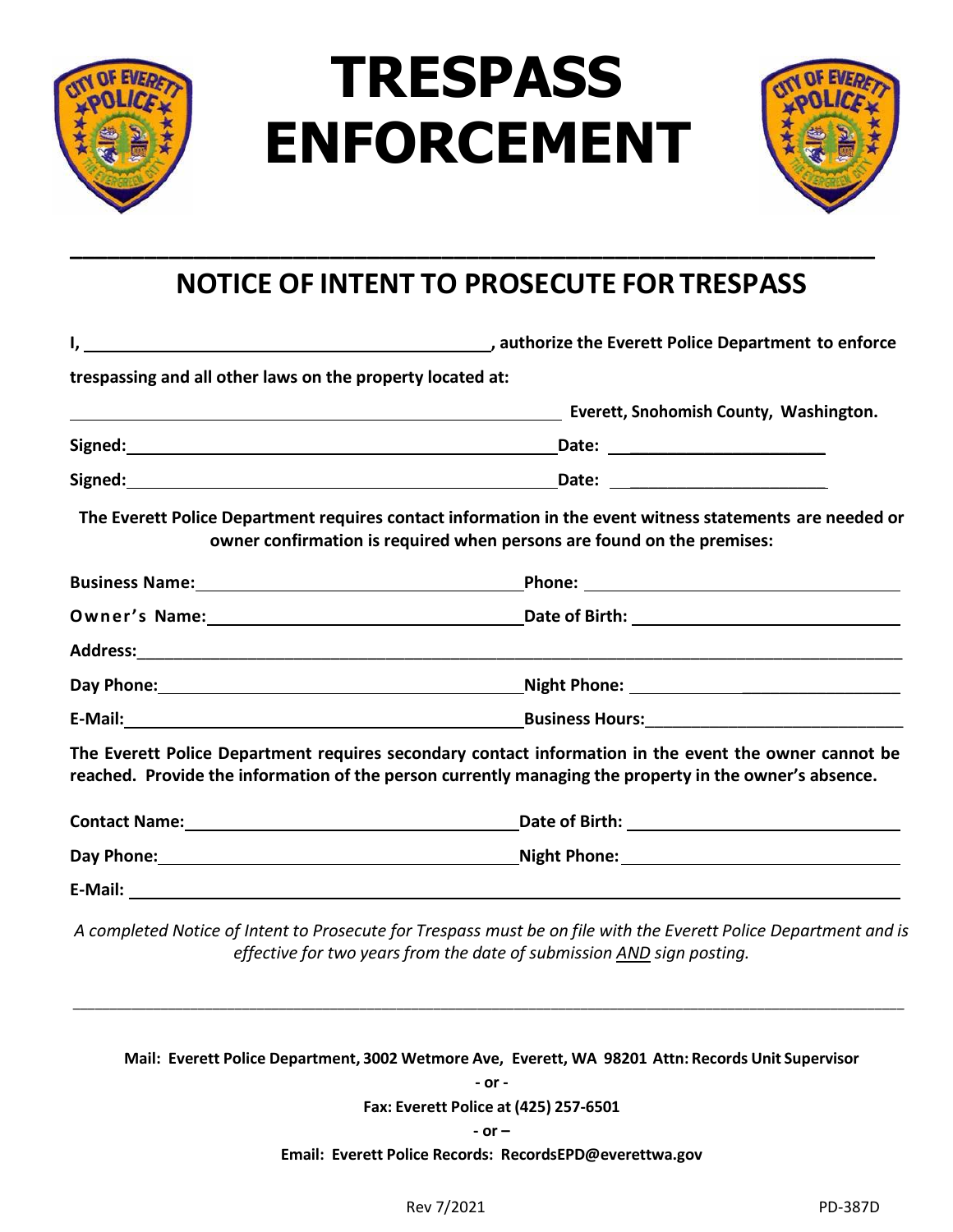# TRESPASS ENFORCEMENT

## NOTICE OF INTENT TO PROSECUTE FOR TRESPASS

**I, ____________________________________, authorize the Everett Police Department to enforce trespassing and all other laws on the property located at:**

______________________________________________ **Everett, Snohomish County, Washington.**

**Signed:** ______________________________________ **Date:** ____________________

**Signed:** ______________________________________ **Date:** ____________________

**The Everett Police Department requires contact information in the event witness statements are needed or owner confirmation is required when persons are found on the premises:**

**Business Name:** ______________________________ **Phone:** ______________________________

**Owner's Name:** ______________________________ **Date of Birth:** ______________________________

**Address:** ____________________________________________________________________________

**Day Phone:** ______________________________ **Night Phone:** ______________________________

**E-Mail:** ______________________________ **Business Hours:** ______________________________

**The Everett Police Department requires secondary contact information in the event the owner cannot be reached. Provide the information of the person currently managing the property in the owner's absence.**

**Contact Name:** ______________________________ **Date of Birth:** ______________________________

**Day Phone:** ______________________________ **Night Phone:** ______________________________

**E-Mail:** ____________________________________________________________________________

*A completed Notice of Intent to Prosecute for Trespass must be on file with the Everett Police Department and is effective for two years from the date of submission AND sign posting.*

---

**Mail: Everett Police Department, 3002 Wetmore Ave, Everett, WA 98201 Attn: Records Unit Supervisor**

**- or -**

**Fax: Everett Police at (425) 257-6501**

**- or –**

**Email: Everett Police Records: RecordsEPD@everettwa.gov**

Rev 7/2021 PD-387D